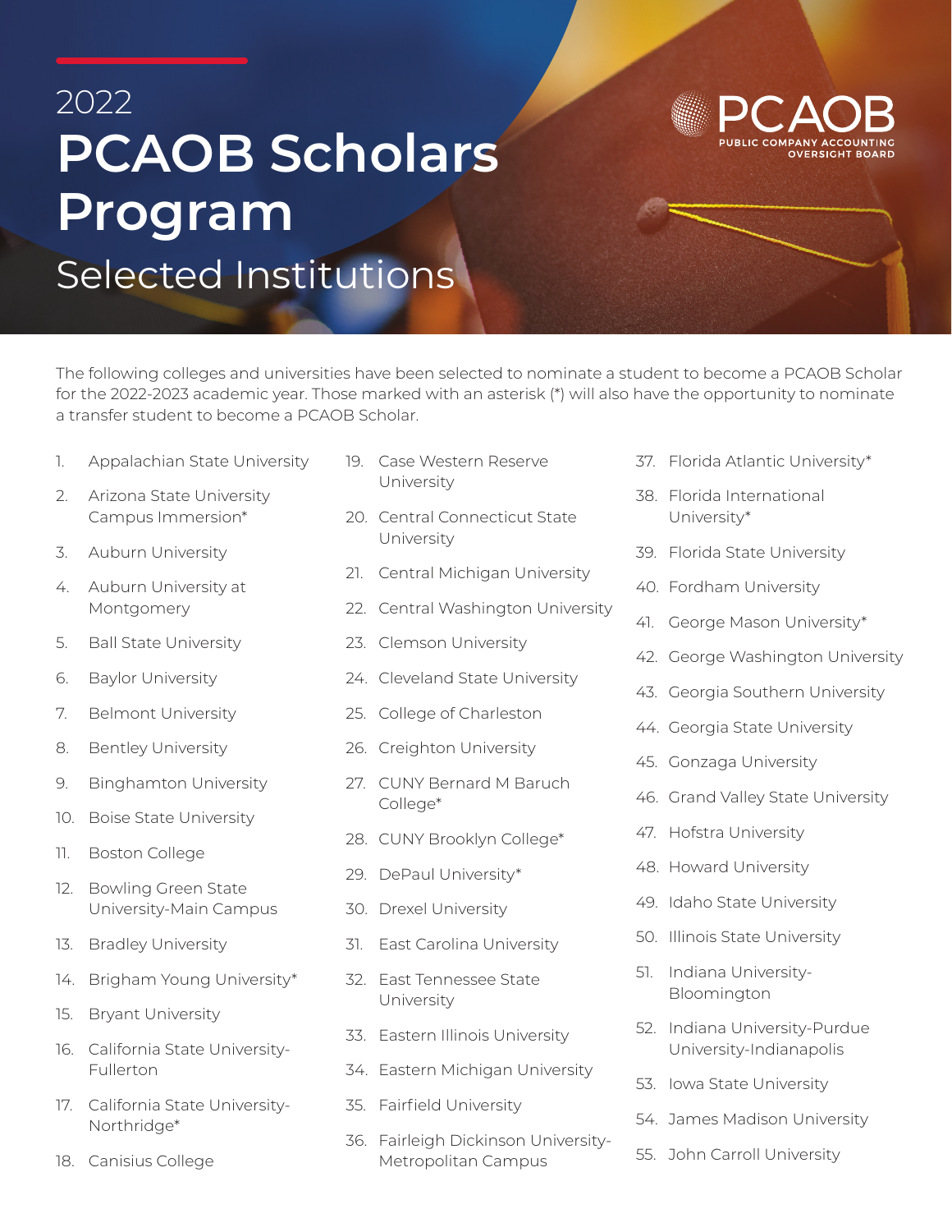2022

# PCAOB Scholars Program

## Selected Institutions

PCAOB PUBLIC COMPANY ACCOUNTING OVERSIGHT BOARD

The following colleges and universities have been selected to nominate a student to become a PCAOB Scholar for the 2022-2023 academic year. Those marked with an asterisk (*) will also have the opportunity to nominate a transfer student to become a PCAOB Scholar.

1. Appalachian State University
2. Arizona State University Campus Immersion*
3. Auburn University
4. Auburn University at Montgomery
5. Ball State University
6. Baylor University
7. Belmont University
8. Bentley University
9. Binghamton University
10. Boise State University
11. Boston College
12. Bowling Green State University-Main Campus
13. Bradley University
14. Brigham Young University*
15. Bryant University
16. California State University-Fullerton
17. California State University-Northridge*
18. Canisius College
19. Case Western Reserve University
20. Central Connecticut State University
21. Central Michigan University
22. Central Washington University
23. Clemson University
24. Cleveland State University
25. College of Charleston
26. Creighton University
27. CUNY Bernard M Baruch College*
28. CUNY Brooklyn College*
29. DePaul University*
30. Drexel University
31. East Carolina University
32. East Tennessee State University
33. Eastern Illinois University
34. Eastern Michigan University
35. Fairfield University
36. Fairleigh Dickinson University-Metropolitan Campus
37. Florida Atlantic University*
38. Florida International University*
39. Florida State University
40. Fordham University
41. George Mason University*
42. George Washington University
43. Georgia Southern University
44. Georgia State University
45. Gonzaga University
46. Grand Valley State University
47. Hofstra University
48. Howard University
49. Idaho State University
50. Illinois State University
51. Indiana University-Bloomington
52. Indiana University-Purdue University-Indianapolis
53. Iowa State University
54. James Madison University
55. John Carroll University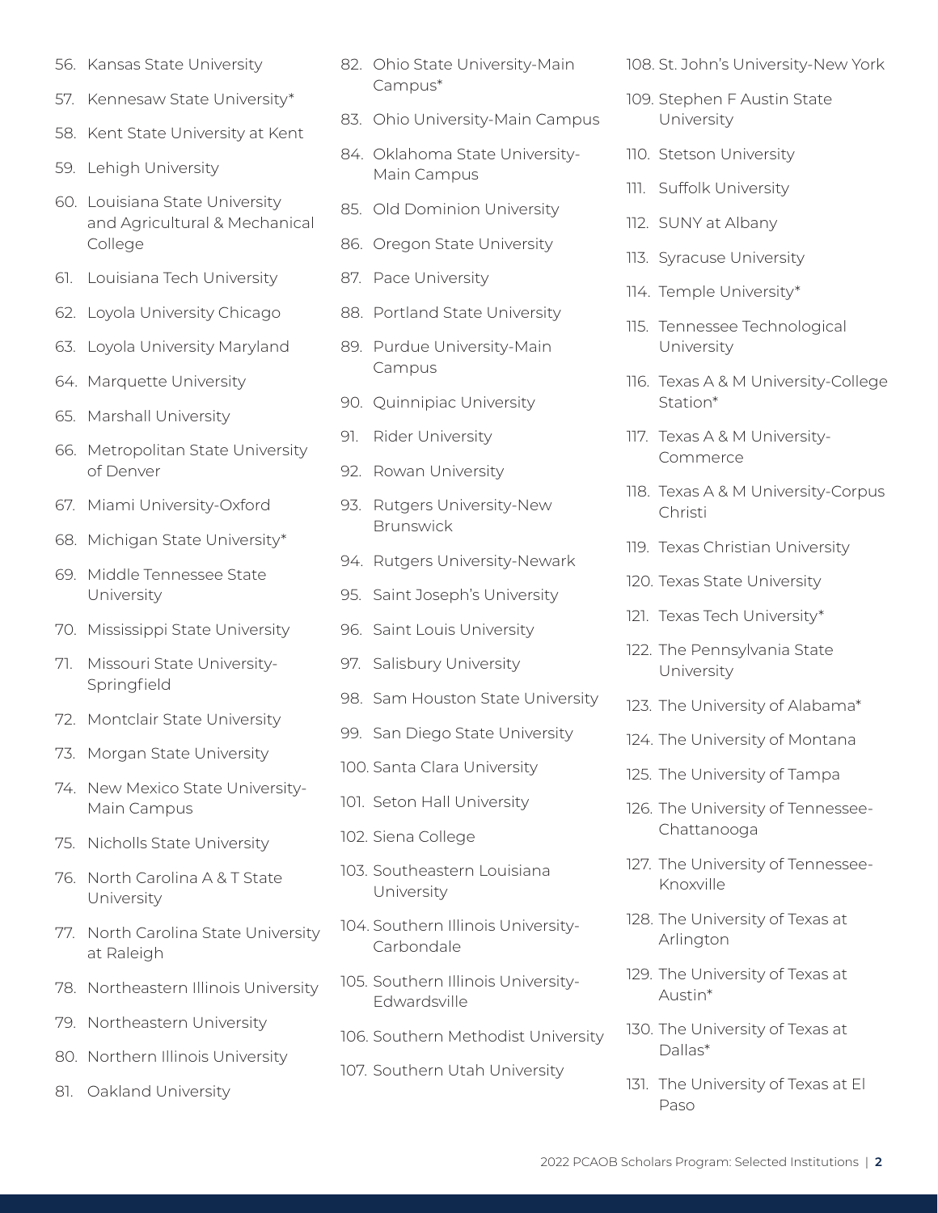56. Kansas State University
57. Kennesaw State University*
58. Kent State University at Kent
59. Lehigh University
60. Louisiana State University and Agricultural & Mechanical College
61. Louisiana Tech University
62. Loyola University Chicago
63. Loyola University Maryland
64. Marquette University
65. Marshall University
66. Metropolitan State University of Denver
67. Miami University-Oxford
68. Michigan State University*
69. Middle Tennessee State University
70. Mississippi State University
71. Missouri State University-Springfield
72. Montclair State University
73. Morgan State University
74. New Mexico State University-Main Campus
75. Nicholls State University
76. North Carolina A & T State University
77. North Carolina State University at Raleigh
78. Northeastern Illinois University
79. Northeastern University
80. Northern Illinois University
81. Oakland University
82. Ohio State University-Main Campus*
83. Ohio University-Main Campus
84. Oklahoma State University-Main Campus
85. Old Dominion University
86. Oregon State University
87. Pace University
88. Portland State University
89. Purdue University-Main Campus
90. Quinnipiac University
91. Rider University
92. Rowan University
93. Rutgers University-New Brunswick
94. Rutgers University-Newark
95. Saint Joseph's University
96. Saint Louis University
97. Salisbury University
98. Sam Houston State University
99. San Diego State University
100. Santa Clara University
101. Seton Hall University
102. Siena College
103. Southeastern Louisiana University
104. Southern Illinois University-Carbondale
105. Southern Illinois University-Edwardsville
106. Southern Methodist University
107. Southern Utah University
108. St. John's University-New York
109. Stephen F Austin State University
110. Stetson University
111. Suffolk University
112. SUNY at Albany
113. Syracuse University
114. Temple University*
115. Tennessee Technological University
116. Texas A & M University-College Station*
117. Texas A & M University-Commerce
118. Texas A & M University-Corpus Christi
119. Texas Christian University
120. Texas State University
121. Texas Tech University*
122. The Pennsylvania State University
123. The University of Alabama*
124. The University of Montana
125. The University of Tampa
126. The University of Tennessee-Chattanooga
127. The University of Tennessee-Knoxville
128. The University of Texas at Arlington
129. The University of Texas at Austin*
130. The University of Texas at Dallas*
131. The University of Texas at El Paso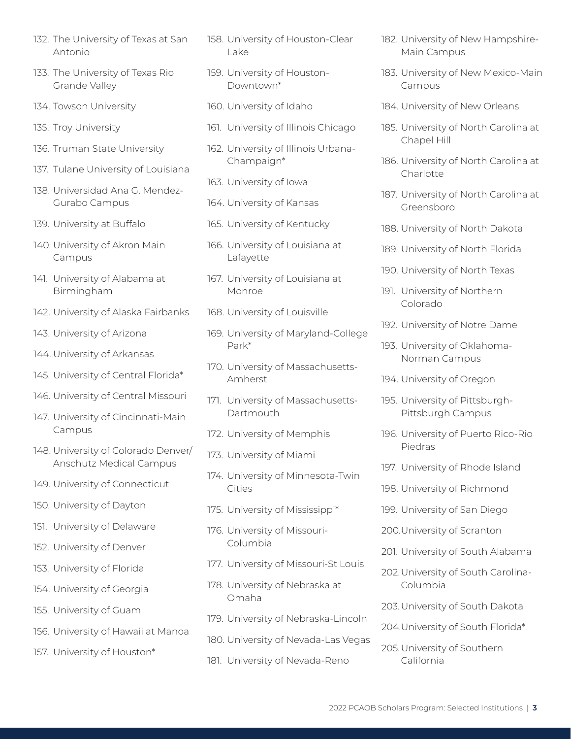132. The University of Texas at San Antonio
133. The University of Texas Rio Grande Valley
134. Towson University
135. Troy University
136. Truman State University
137. Tulane University of Louisiana
138. Universidad Ana G. Mendez-Gurabo Campus
139. University at Buffalo
140. University of Akron Main Campus
141. University of Alabama at Birmingham
142. University of Alaska Fairbanks
143. University of Arizona
144. University of Arkansas
145. University of Central Florida*
146. University of Central Missouri
147. University of Cincinnati-Main Campus
148. University of Colorado Denver/Anschutz Medical Campus
149. University of Connecticut
150. University of Dayton
151. University of Delaware
152. University of Denver
153. University of Florida
154. University of Georgia
155. University of Guam
156. University of Hawaii at Manoa
157. University of Houston*
158. University of Houston-Clear Lake
159. University of Houston-Downtown*
160. University of Idaho
161. University of Illinois Chicago
162. University of Illinois Urbana-Champaign*
163. University of Iowa
164. University of Kansas
165. University of Kentucky
166. University of Louisiana at Lafayette
167. University of Louisiana at Monroe
168. University of Louisville
169. University of Maryland-College Park*
170. University of Massachusetts-Amherst
171. University of Massachusetts-Dartmouth
172. University of Memphis
173. University of Miami
174. University of Minnesota-Twin Cities
175. University of Mississippi*
176. University of Missouri-Columbia
177. University of Missouri-St Louis
178. University of Nebraska at Omaha
179. University of Nebraska-Lincoln
180. University of Nevada-Las Vegas
181. University of Nevada-Reno
182. University of New Hampshire-Main Campus
183. University of New Mexico-Main Campus
184. University of New Orleans
185. University of North Carolina at Chapel Hill
186. University of North Carolina at Charlotte
187. University of North Carolina at Greensboro
188. University of North Dakota
189. University of North Florida
190. University of North Texas
191. University of Northern Colorado
192. University of Notre Dame
193. University of Oklahoma-Norman Campus
194. University of Oregon
195. University of Pittsburgh-Pittsburgh Campus
196. University of Puerto Rico-Rio Piedras
197. University of Rhode Island
198. University of Richmond
199. University of San Diego
200. University of Scranton
201. University of South Alabama
202. University of South Carolina-Columbia
203. University of South Dakota
204. University of South Florida*
205. University of Southern California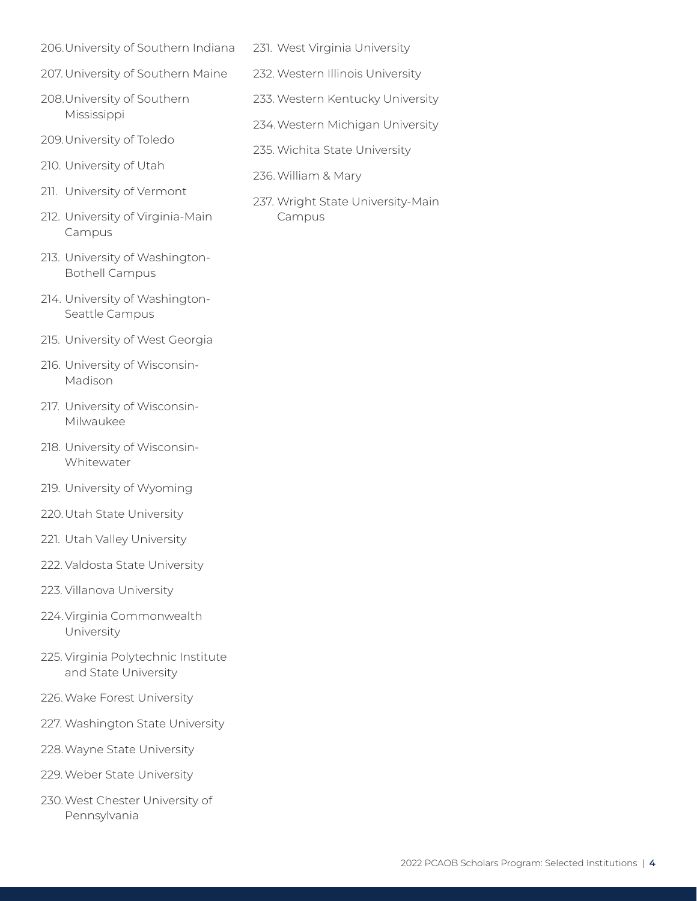206. University of Southern Indiana
207. University of Southern Maine
208. University of Southern Mississippi
209. University of Toledo
210. University of Utah
211. University of Vermont
212. University of Virginia-Main Campus
213. University of Washington-Bothell Campus
214. University of Washington-Seattle Campus
215. University of West Georgia
216. University of Wisconsin-Madison
217. University of Wisconsin-Milwaukee
218. University of Wisconsin-Whitewater
219. University of Wyoming
220. Utah State University
221. Utah Valley University
222. Valdosta State University
223. Villanova University
224. Virginia Commonwealth University
225. Virginia Polytechnic Institute and State University
226. Wake Forest University
227. Washington State University
228. Wayne State University
229. Weber State University
230. West Chester University of Pennsylvania
231. West Virginia University
232. Western Illinois University
233. Western Kentucky University
234. Western Michigan University
235. Wichita State University
236. William & Mary
237. Wright State University-Main Campus